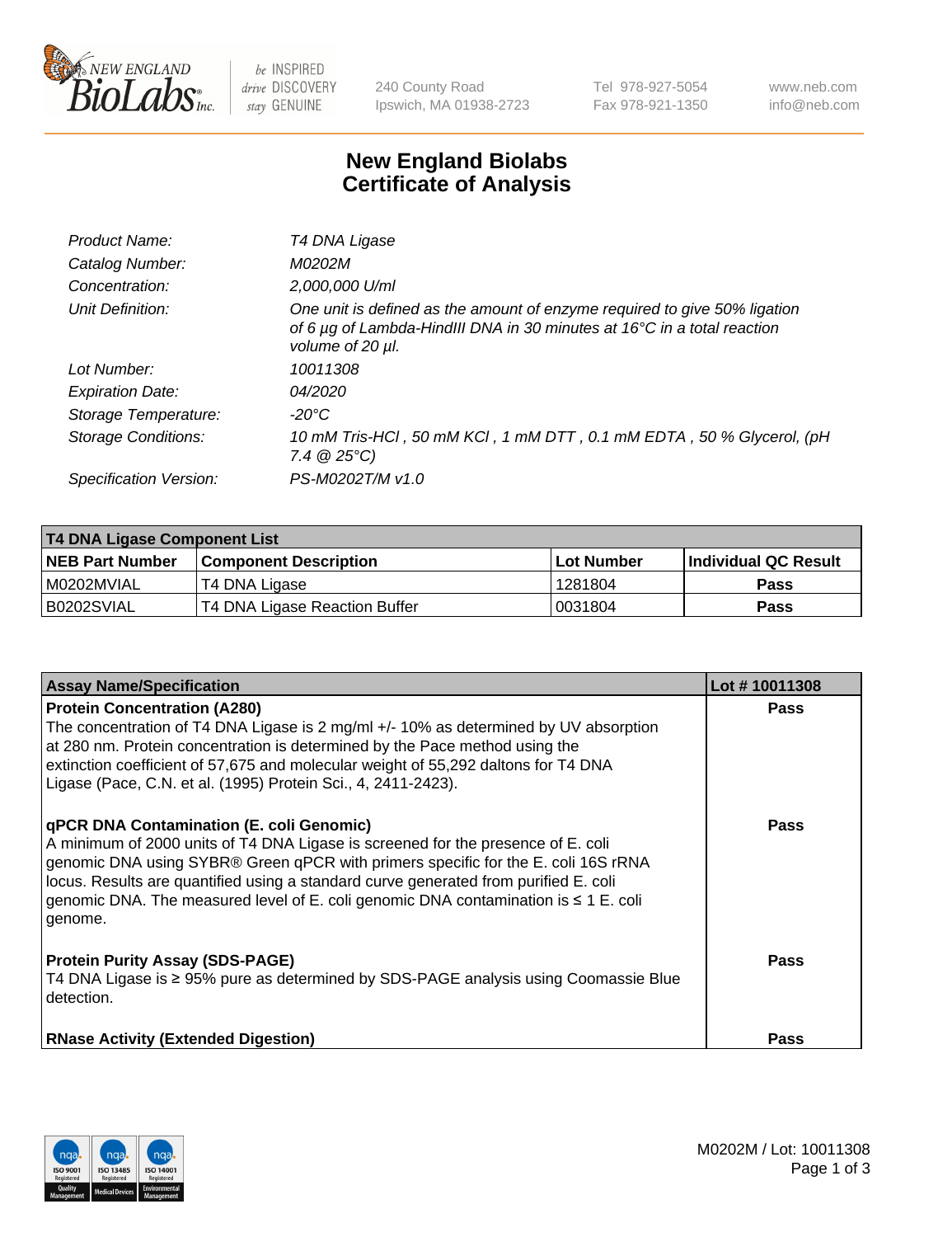# New England Biolabs
# Certificate of Analysis

| | |
|---|---|
| *Product Name:* | *T4 DNA Ligase* |
| *Catalog Number:* | *M0202M* |
| *Concentration:* | *2,000,000 U/ml* |
| *Unit Definition:* | *One unit is defined as the amount of enzyme required to give 50% ligation of 6 µg of Lambda-HindIII DNA in 30 minutes at 16°C in a total reaction volume of 20 µl.* |
| *Lot Number:* | *10011308* |
| *Expiration Date:* | *04/2020* |
| *Storage Temperature:* | *-20°C* |
| *Storage Conditions:* | *10 mM Tris-HCl , 50 mM KCl , 1 mM DTT , 0.1 mM EDTA , 50 % Glycerol, (pH 7.4 @ 25°C)* |
| *Specification Version:* | *PS-M0202T/M v1.0* |

| **T4 DNA Ligase Component List** | | | |
|---|---|---|---|
| **NEB Part Number** | **Component Description** | **Lot Number** | **Individual QC Result** |
| M0202MVIAL | T4 DNA Ligase | 1281804 | **Pass** |
| B0202SVIAL | T4 DNA Ligase Reaction Buffer | 0031804 | **Pass** |

| **Assay Name/Specification** | **Lot # 10011308** |
|---|---|
| **Protein Concentration (A280)**<br>The concentration of T4 DNA Ligase is 2 mg/ml +/- 10% as determined by UV absorption at 280 nm. Protein concentration is determined by the Pace method using the extinction coefficient of 57,675 and molecular weight of 55,292 daltons for T4 DNA Ligase (Pace, C.N. et al. (1995) Protein Sci., 4, 2411-2423). | **Pass** |
| **qPCR DNA Contamination (E. coli Genomic)**<br>A minimum of 2000 units of T4 DNA Ligase is screened for the presence of E. coli genomic DNA using SYBR® Green qPCR with primers specific for the E. coli 16S rRNA locus. Results are quantified using a standard curve generated from purified E. coli genomic DNA. The measured level of E. coli genomic DNA contamination is ≤ 1 E. coli genome. | **Pass** |
| **Protein Purity Assay (SDS-PAGE)**<br>T4 DNA Ligase is ≥ 95% pure as determined by SDS-PAGE analysis using Coomassie Blue detection. | **Pass** |
| **RNase Activity (Extended Digestion)** | **Pass** |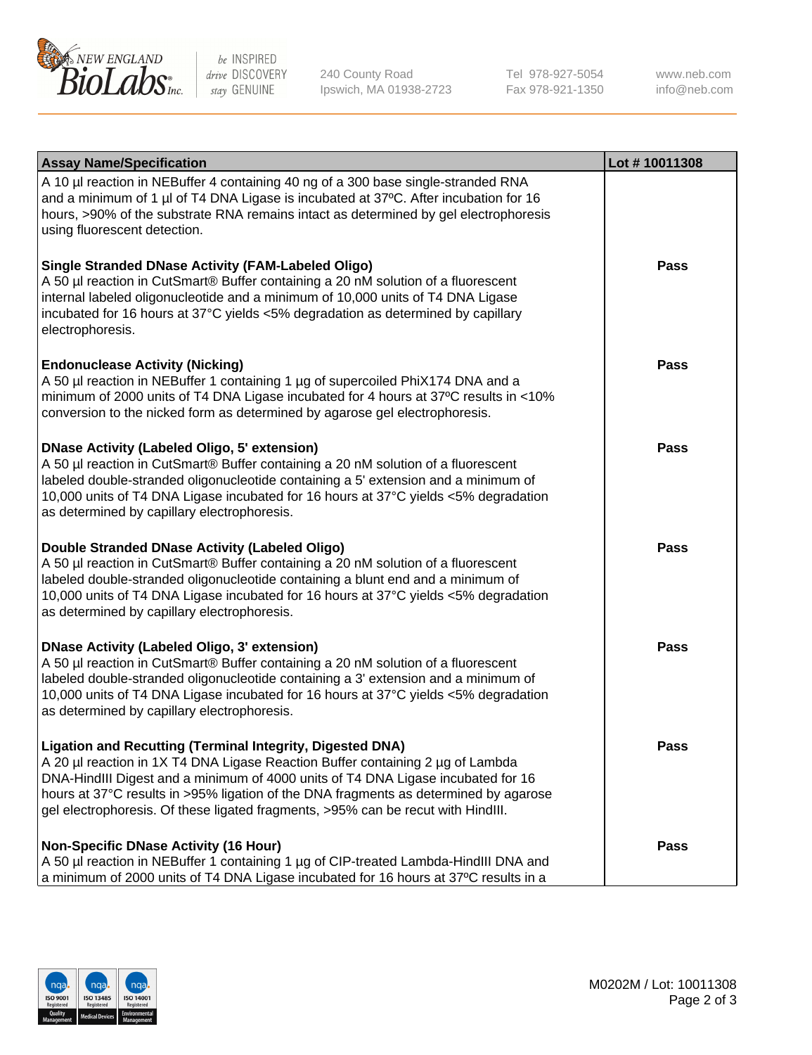| Assay Name/Specification | Lot # 10011308 |
| --- | --- |
| A 10 µl reaction in NEBuffer 4 containing 40 ng of a 300 base single-stranded RNA and a minimum of 1 µl of T4 DNA Ligase is incubated at 37ºC. After incubation for 16 hours, >90% of the substrate RNA remains intact as determined by gel electrophoresis using fluorescent detection. | |
| **Single Stranded DNase Activity (FAM-Labeled Oligo)**<br>A 50 µl reaction in CutSmart® Buffer containing a 20 nM solution of a fluorescent internal labeled oligonucleotide and a minimum of 10,000 units of T4 DNA Ligase incubated for 16 hours at 37°C yields <5% degradation as determined by capillary electrophoresis. | **Pass** |
| **Endonuclease Activity (Nicking)**<br>A 50 µl reaction in NEBuffer 1 containing 1 µg of supercoiled PhiX174 DNA and a minimum of 2000 units of T4 DNA Ligase incubated for 4 hours at 37ºC results in <10% conversion to the nicked form as determined by agarose gel electrophoresis. | **Pass** |
| **DNase Activity (Labeled Oligo, 5' extension)**<br>A 50 µl reaction in CutSmart® Buffer containing a 20 nM solution of a fluorescent labeled double-stranded oligonucleotide containing a 5' extension and a minimum of 10,000 units of T4 DNA Ligase incubated for 16 hours at 37°C yields <5% degradation as determined by capillary electrophoresis. | **Pass** |
| **Double Stranded DNase Activity (Labeled Oligo)**<br>A 50 µl reaction in CutSmart® Buffer containing a 20 nM solution of a fluorescent labeled double-stranded oligonucleotide containing a blunt end and a minimum of 10,000 units of T4 DNA Ligase incubated for 16 hours at 37°C yields <5% degradation as determined by capillary electrophoresis. | **Pass** |
| **DNase Activity (Labeled Oligo, 3' extension)**<br>A 50 µl reaction in CutSmart® Buffer containing a 20 nM solution of a fluorescent labeled double-stranded oligonucleotide containing a 3' extension and a minimum of 10,000 units of T4 DNA Ligase incubated for 16 hours at 37°C yields <5% degradation as determined by capillary electrophoresis. | **Pass** |
| **Ligation and Recutting (Terminal Integrity, Digested DNA)**<br>A 20 µl reaction in 1X T4 DNA Ligase Reaction Buffer containing 2 µg of Lambda DNA-HindIII Digest and a minimum of 4000 units of T4 DNA Ligase incubated for 16 hours at 37°C results in >95% ligation of the DNA fragments as determined by agarose gel electrophoresis. Of these ligated fragments, >95% can be recut with HindIII. | **Pass** |
| **Non-Specific DNase Activity (16 Hour)**<br>A 50 µl reaction in NEBuffer 1 containing 1 µg of CIP-treated Lambda-HindIII DNA and a minimum of 2000 units of T4 DNA Ligase incubated for 16 hours at 37ºC results in a | **Pass** |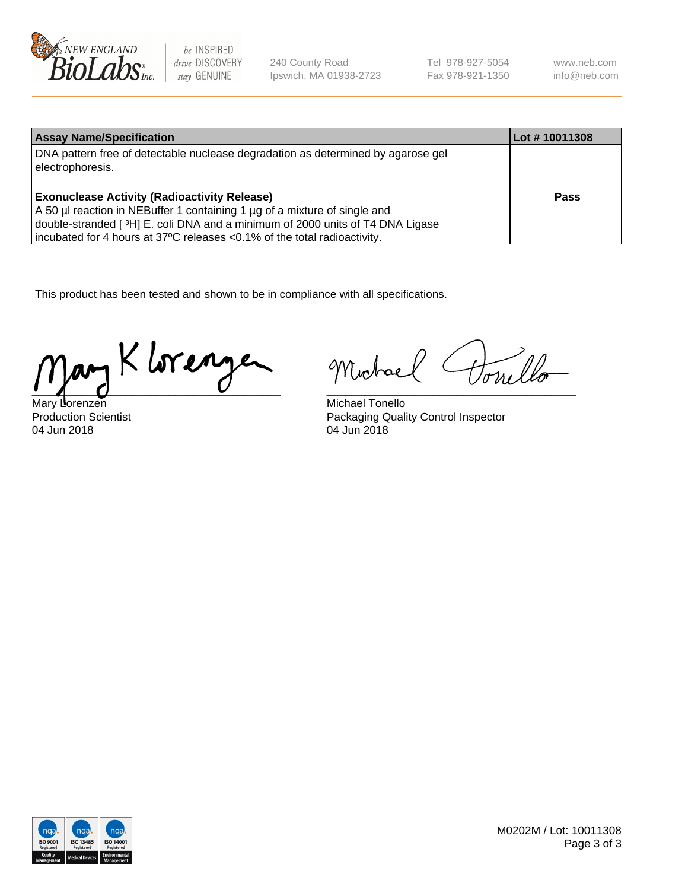240 County Road
Ipswich, MA 01938-2723

Tel 978-927-5054
Fax 978-921-1350

www.neb.com
info@neb.com

| Assay Name/Specification | Lot # 10011308 |
| --- | --- |
| DNA pattern free of detectable nuclease degradation as determined by agarose gel electrophoresis. | |
| **Exonuclease Activity (Radioactivity Release)**<br>A 50 µl reaction in NEBuffer 1 containing 1 µg of a mixture of single and double-stranded [ $^3$H] E. coli DNA and a minimum of 2000 units of T4 DNA Ligase incubated for 4 hours at 37ºC releases <0.1% of the total radioactivity. | **Pass** |

This product has been tested and shown to be in compliance with all specifications.

Mary Lorenzen
Production Scientist
04 Jun 2018

Michael Tonello
Packaging Quality Control Inspector
04 Jun 2018

M0202M / Lot: 10011308